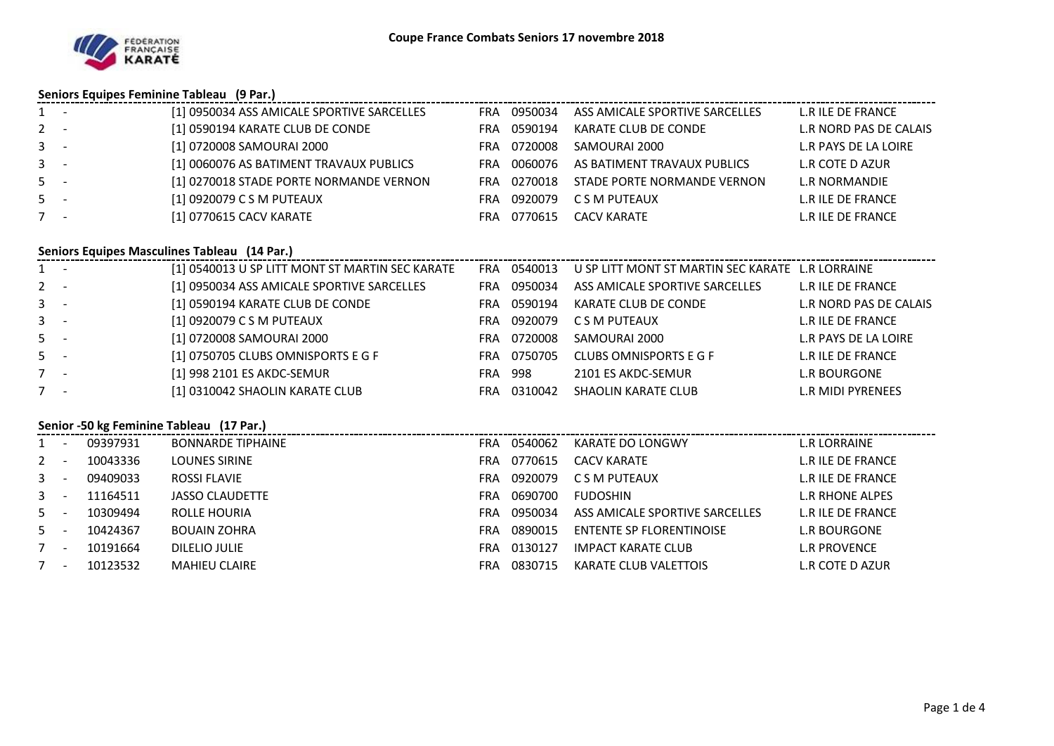# Coupe France Combats Seniors 17 novembre 2018

## Seniors Equipes Feminine Tableau (9 Par.)

| Rang | | | | | | | | |
|---|---|---|---|---|---|---|---|---|
| 1 | - | | [1] 0950034 ASS AMICALE SPORTIVE SARCELLES | FRA | 0950034 | ASS AMICALE SPORTIVE SARCELLES | L.R ILE DE FRANCE |
| 2 | - | | [1] 0590194 KARATE CLUB DE CONDE | FRA | 0590194 | KARATE CLUB DE CONDE | L.R NORD PAS DE CALAIS |
| 3 | - | | [1] 0720008 SAMOURAI 2000 | FRA | 0720008 | SAMOURAI 2000 | L.R PAYS DE LA LOIRE |
| 3 | - | | [1] 0060076 AS BATIMENT TRAVAUX PUBLICS | FRA | 0060076 | AS BATIMENT TRAVAUX PUBLICS | L.R COTE D AZUR |
| 5 | - | | [1] 0270018 STADE PORTE NORMANDE VERNON | FRA | 0270018 | STADE PORTE NORMANDE VERNON | L.R NORMANDIE |
| 5 | - | | [1] 0920079 C S M PUTEAUX | FRA | 0920079 | C S M PUTEAUX | L.R ILE DE FRANCE |
| 7 | - | | [1] 0770615 CACV KARATE | FRA | 0770615 | CACV KARATE | L.R ILE DE FRANCE |

## Seniors Equipes Masculines Tableau (14 Par.)

| Rang | | | | | | | |
|---|---|---|---|---|---|---|---|
| 1 | - | | [1] 0540013 U SP LITT MONT ST MARTIN SEC KARATE | FRA | 0540013 | U SP LITT MONT ST MARTIN SEC KARATE | L.R LORRAINE |
| 2 | - | | [1] 0950034 ASS AMICALE SPORTIVE SARCELLES | FRA | 0950034 | ASS AMICALE SPORTIVE SARCELLES | L.R ILE DE FRANCE |
| 3 | - | | [1] 0590194 KARATE CLUB DE CONDE | FRA | 0590194 | KARATE CLUB DE CONDE | L.R NORD PAS DE CALAIS |
| 3 | - | | [1] 0920079 C S M PUTEAUX | FRA | 0920079 | C S M PUTEAUX | L.R ILE DE FRANCE |
| 5 | - | | [1] 0720008 SAMOURAI 2000 | FRA | 0720008 | SAMOURAI 2000 | L.R PAYS DE LA LOIRE |
| 5 | - | | [1] 0750705 CLUBS OMNISPORTS E G F | FRA | 0750705 | CLUBS OMNISPORTS E G F | L.R ILE DE FRANCE |
| 7 | - | | [1] 998 2101 ES AKDC-SEMUR | FRA | 998 | 2101 ES AKDC-SEMUR | L.R BOURGONE |
| 7 | - | | [1] 0310042 SHAOLIN KARATE CLUB | FRA | 0310042 | SHAOLIN KARATE CLUB | L.R MIDI PYRENEES |

## Senior -50 kg Feminine Tableau (17 Par.)

| Rang | | Licence | Nom | | Club | | Ligue |
|---|---|---|---|---|---|---|---|
| 1 | - | 09397931 | BONNARDE TIPHAINE | FRA | 0540062 | KARATE DO LONGWY | L.R LORRAINE |
| 2 | - | 10043336 | LOUNES SIRINE | FRA | 0770615 | CACV KARATE | L.R ILE DE FRANCE |
| 3 | - | 09409033 | ROSSI FLAVIE | FRA | 0920079 | C S M PUTEAUX | L.R ILE DE FRANCE |
| 3 | - | 11164511 | JASSO CLAUDETTE | FRA | 0690700 | FUDOSHIN | L.R RHONE ALPES |
| 5 | - | 10309494 | ROLLE HOURIA | FRA | 0950034 | ASS AMICALE SPORTIVE SARCELLES | L.R ILE DE FRANCE |
| 5 | - | 10424367 | BOUAIN ZOHRA | FRA | 0890015 | ENTENTE SP FLORENTINOISE | L.R BOURGONE |
| 7 | - | 10191664 | DILELIO JULIE | FRA | 0130127 | IMPACT KARATE CLUB | L.R PROVENCE |
| 7 | - | 10123532 | MAHIEU CLAIRE | FRA | 0830715 | KARATE CLUB VALETTOIS | L.R COTE D AZUR |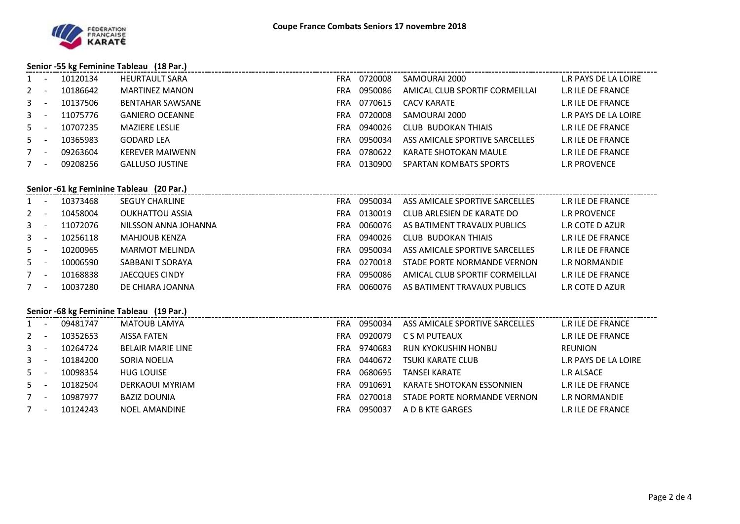# Coupe France Combats Seniors 17 novembre 2018

## Senior -55 kg Feminine Tableau (18 Par.)

| Rang | | Licence | Nom | Pays | Club N° | Club | Ligue |
|---|---|---|---|---|---|---|---|
| 1 | - | 10120134 | HEURTAULT SARA | FRA | 0720008 | SAMOURAI 2000 | L.R PAYS DE LA LOIRE |
| 2 | - | 10186642 | MARTINEZ MANON | FRA | 0950086 | AMICAL CLUB SPORTIF CORMEILLAI | L.R ILE DE FRANCE |
| 3 | - | 10137506 | BENTAHAR SAWSANE | FRA | 0770615 | CACV KARATE | L.R ILE DE FRANCE |
| 3 | - | 11075776 | GANIERO OCEANNE | FRA | 0720008 | SAMOURAI 2000 | L.R PAYS DE LA LOIRE |
| 5 | - | 10707235 | MAZIERE LESLIE | FRA | 0940026 | CLUB BUDOKAN THIAIS | L.R ILE DE FRANCE |
| 5 | - | 10365983 | GODARD LEA | FRA | 0950034 | ASS AMICALE SPORTIVE SARCELLES | L.R ILE DE FRANCE |
| 7 | - | 09263604 | KEREVER MAIWENN | FRA | 0780622 | KARATE SHOTOKAN MAULE | L.R ILE DE FRANCE |
| 7 | - | 09208256 | GALLUSO JUSTINE | FRA | 0130900 | SPARTAN KOMBATS SPORTS | L.R PROVENCE |

## Senior -61 kg Feminine Tableau (20 Par.)

| Rang | | Licence | Nom | Pays | Club N° | Club | Ligue |
|---|---|---|---|---|---|---|---|
| 1 | - | 10373468 | SEGUY CHARLINE | FRA | 0950034 | ASS AMICALE SPORTIVE SARCELLES | L.R ILE DE FRANCE |
| 2 | - | 10458004 | OUKHATTOU ASSIA | FRA | 0130019 | CLUB ARLESIEN DE KARATE DO | L.R PROVENCE |
| 3 | - | 11072076 | NILSSON ANNA JOHANNA | FRA | 0060076 | AS BATIMENT TRAVAUX PUBLICS | L.R COTE D AZUR |
| 3 | - | 10256118 | MAHJOUB KENZA | FRA | 0940026 | CLUB BUDOKAN THIAIS | L.R ILE DE FRANCE |
| 5 | - | 10200965 | MARMOT MELINDA | FRA | 0950034 | ASS AMICALE SPORTIVE SARCELLES | L.R ILE DE FRANCE |
| 5 | - | 10006590 | SABBANI T SORAYA | FRA | 0270018 | STADE PORTE NORMANDE VERNON | L.R NORMANDIE |
| 7 | - | 10168838 | JAECQUES CINDY | FRA | 0950086 | AMICAL CLUB SPORTIF CORMEILLAI | L.R ILE DE FRANCE |
| 7 | - | 10037280 | DE CHIARA JOANNA | FRA | 0060076 | AS BATIMENT TRAVAUX PUBLICS | L.R COTE D AZUR |

## Senior -68 kg Feminine Tableau (19 Par.)

| Rang | | Licence | Nom | Pays | Club N° | Club | Ligue |
|---|---|---|---|---|---|---|---|
| 1 | - | 09481747 | MATOUB LAMYA | FRA | 0950034 | ASS AMICALE SPORTIVE SARCELLES | L.R ILE DE FRANCE |
| 2 | - | 10352653 | AISSA FATEN | FRA | 0920079 | C S M PUTEAUX | L.R ILE DE FRANCE |
| 3 | - | 10264724 | BELAIR MARIE LINE | FRA | 9740683 | RUN KYOKUSHIN HONBU | REUNION |
| 3 | - | 10184200 | SORIA NOELIA | FRA | 0440672 | TSUKI KARATE CLUB | L.R PAYS DE LA LOIRE |
| 5 | - | 10098354 | HUG LOUISE | FRA | 0680695 | TANSEI KARATE | L.R ALSACE |
| 5 | - | 10182504 | DERKAOUI MYRIAM | FRA | 0910691 | KARATE SHOTOKAN ESSONNIEN | L.R ILE DE FRANCE |
| 7 | - | 10987977 | BAZIZ DOUNIA | FRA | 0270018 | STADE PORTE NORMANDE VERNON | L.R NORMANDIE |
| 7 | - | 10124243 | NOEL AMANDINE | FRA | 0950037 | A D B KTE GARGES | L.R ILE DE FRANCE |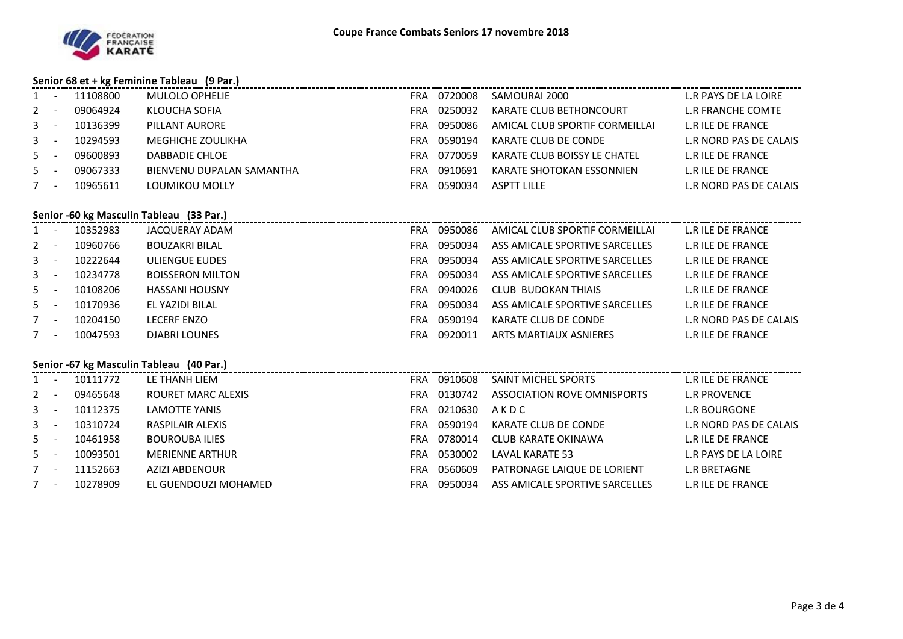# Coupe France Combats Seniors 17 novembre 2018

## Senior 68 et + kg Feminine Tableau (9 Par.)

| Rang | | Licence | Nom | Pays | Club N° | Club | Ligue |
|---|---|---|---|---|---|---|---|
| 1 | - | 11108800 | MULOLO OPHELIE | FRA | 0720008 | SAMOURAI 2000 | L.R PAYS DE LA LOIRE |
| 2 | - | 09064924 | KLOUCHA SOFIA | FRA | 0250032 | KARATE CLUB BETHONCOURT | L.R FRANCHE COMTE |
| 3 | - | 10136399 | PILLANT AURORE | FRA | 0950086 | AMICAL CLUB SPORTIF CORMEILLAI | L.R ILE DE FRANCE |
| 3 | - | 10294593 | MEGHICHE ZOULIKHA | FRA | 0590194 | KARATE CLUB DE CONDE | L.R NORD PAS DE CALAIS |
| 5 | - | 09600893 | DABBADIE CHLOE | FRA | 0770059 | KARATE CLUB BOISSY LE CHATEL | L.R ILE DE FRANCE |
| 5 | - | 09067333 | BIENVENU DUPALAN SAMANTHA | FRA | 0910691 | KARATE SHOTOKAN ESSONNIEN | L.R ILE DE FRANCE |
| 7 | - | 10965611 | LOUMIKOU MOLLY | FRA | 0590034 | ASPTT LILLE | L.R NORD PAS DE CALAIS |

## Senior -60 kg Masculin Tableau (33 Par.)

| Rang | | Licence | Nom | Pays | Club N° | Club | Ligue |
|---|---|---|---|---|---|---|---|
| 1 | - | 10352983 | JACQUERAY ADAM | FRA | 0950086 | AMICAL CLUB SPORTIF CORMEILLAI | L.R ILE DE FRANCE |
| 2 | - | 10960766 | BOUZAKRI BILAL | FRA | 0950034 | ASS AMICALE SPORTIVE SARCELLES | L.R ILE DE FRANCE |
| 3 | - | 10222644 | ULIENGUE EUDES | FRA | 0950034 | ASS AMICALE SPORTIVE SARCELLES | L.R ILE DE FRANCE |
| 3 | - | 10234778 | BOISSERON MILTON | FRA | 0950034 | ASS AMICALE SPORTIVE SARCELLES | L.R ILE DE FRANCE |
| 5 | - | 10108206 | HASSANI HOUSNY | FRA | 0940026 | CLUB BUDOKAN THIAIS | L.R ILE DE FRANCE |
| 5 | - | 10170936 | EL YAZIDI BILAL | FRA | 0950034 | ASS AMICALE SPORTIVE SARCELLES | L.R ILE DE FRANCE |
| 7 | - | 10204150 | LECERF ENZO | FRA | 0590194 | KARATE CLUB DE CONDE | L.R NORD PAS DE CALAIS |
| 7 | - | 10047593 | DJABRI LOUNES | FRA | 0920011 | ARTS MARTIAUX ASNIERES | L.R ILE DE FRANCE |

## Senior -67 kg Masculin Tableau (40 Par.)

| Rang | | Licence | Nom | Pays | Club N° | Club | Ligue |
|---|---|---|---|---|---|---|---|
| 1 | - | 10111772 | LE THANH LIEM | FRA | 0910608 | SAINT MICHEL SPORTS | L.R ILE DE FRANCE |
| 2 | - | 09465648 | ROURET MARC ALEXIS | FRA | 0130742 | ASSOCIATION ROVE OMNISPORTS | L.R PROVENCE |
| 3 | - | 10112375 | LAMOTTE YANIS | FRA | 0210630 | A K D C | L.R BOURGONE |
| 3 | - | 10310724 | RASPILAIR ALEXIS | FRA | 0590194 | KARATE CLUB DE CONDE | L.R NORD PAS DE CALAIS |
| 5 | - | 10461958 | BOUROUBA ILIES | FRA | 0780014 | CLUB KARATE OKINAWA | L.R ILE DE FRANCE |
| 5 | - | 10093501 | MERIENNE ARTHUR | FRA | 0530002 | LAVAL KARATE 53 | L.R PAYS DE LA LOIRE |
| 7 | - | 11152663 | AZIZI ABDENOUR | FRA | 0560609 | PATRONAGE LAIQUE DE LORIENT | L.R BRETAGNE |
| 7 | - | 10278909 | EL GUENDOUZI MOHAMED | FRA | 0950034 | ASS AMICALE SPORTIVE SARCELLES | L.R ILE DE FRANCE |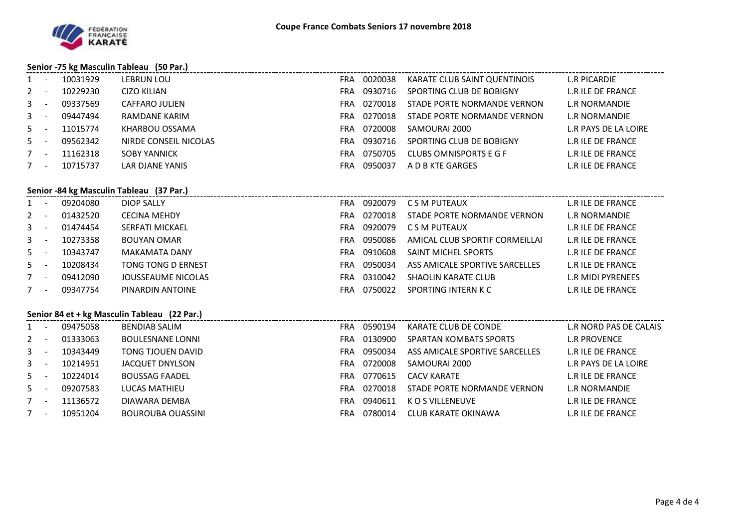**Coupe France Combats Seniors 17 novembre 2018**

## Senior -75 kg Masculin Tableau (50 Par.)

| | | | | | | | |
|---|---|---|---|---|---|---|---|
| 1 | - | 10031929 | LEBRUN LOU | FRA | 0020038 | KARATE CLUB SAINT QUENTINOIS | L.R PICARDIE |
| 2 | - | 10229230 | CIZO KILIAN | FRA | 0930716 | SPORTING CLUB DE BOBIGNY | L.R ILE DE FRANCE |
| 3 | - | 09337569 | CAFFARO JULIEN | FRA | 0270018 | STADE PORTE NORMANDE VERNON | L.R NORMANDIE |
| 3 | - | 09447494 | RAMDANE KARIM | FRA | 0270018 | STADE PORTE NORMANDE VERNON | L.R NORMANDIE |
| 5 | - | 11015774 | KHARBOU OSSAMA | FRA | 0720008 | SAMOURAI 2000 | L.R PAYS DE LA LOIRE |
| 5 | - | 09562342 | NIRDE CONSEIL NICOLAS | FRA | 0930716 | SPORTING CLUB DE BOBIGNY | L.R ILE DE FRANCE |
| 7 | - | 11162318 | SOBY YANNICK | FRA | 0750705 | CLUBS OMNISPORTS E G F | L.R ILE DE FRANCE |
| 7 | - | 10715737 | LAR DJANE YANIS | FRA | 0950037 | A D B KTE GARGES | L.R ILE DE FRANCE |

## Senior -84 kg Masculin Tableau (37 Par.)

| | | | | | | | |
|---|---|---|---|---|---|---|---|
| 1 | - | 09204080 | DIOP SALLY | FRA | 0920079 | C S M PUTEAUX | L.R ILE DE FRANCE |
| 2 | - | 01432520 | CECINA MEHDY | FRA | 0270018 | STADE PORTE NORMANDE VERNON | L.R NORMANDIE |
| 3 | - | 01474454 | SERFATI MICKAEL | FRA | 0920079 | C S M PUTEAUX | L.R ILE DE FRANCE |
| 3 | - | 10273358 | BOUYAN OMAR | FRA | 0950086 | AMICAL CLUB SPORTIF CORMEILLAI | L.R ILE DE FRANCE |
| 5 | - | 10343747 | MAKAMATA DANY | FRA | 0910608 | SAINT MICHEL SPORTS | L.R ILE DE FRANCE |
| 5 | - | 10208434 | TONG TONG D ERNEST | FRA | 0950034 | ASS AMICALE SPORTIVE SARCELLES | L.R ILE DE FRANCE |
| 7 | - | 09412090 | JOUSSEAUME NICOLAS | FRA | 0310042 | SHAOLIN KARATE CLUB | L.R MIDI PYRENEES |
| 7 | - | 09347754 | PINARDIN ANTOINE | FRA | 0750022 | SPORTING INTERN K C | L.R ILE DE FRANCE |

## Senior 84 et + kg Masculin Tableau (22 Par.)

| | | | | | | | |
|---|---|---|---|---|---|---|---|
| 1 | - | 09475058 | BENDIAB SALIM | FRA | 0590194 | KARATE CLUB DE CONDE | L.R NORD PAS DE CALAIS |
| 2 | - | 01333063 | BOULESNANE LONNI | FRA | 0130900 | SPARTAN KOMBATS SPORTS | L.R PROVENCE |
| 3 | - | 10343449 | TONG TJOUEN DAVID | FRA | 0950034 | ASS AMICALE SPORTIVE SARCELLES | L.R ILE DE FRANCE |
| 3 | - | 10214951 | JACQUET DNYLSON | FRA | 0720008 | SAMOURAI 2000 | L.R PAYS DE LA LOIRE |
| 5 | - | 10224014 | BOUSSAG FAADEL | FRA | 0770615 | CACV KARATE | L.R ILE DE FRANCE |
| 5 | - | 09207583 | LUCAS MATHIEU | FRA | 0270018 | STADE PORTE NORMANDE VERNON | L.R NORMANDIE |
| 7 | - | 11136572 | DIAWARA DEMBA | FRA | 0940611 | K O S VILLENEUVE | L.R ILE DE FRANCE |
| 7 | - | 10951204 | BOUROUBA OUASSINI | FRA | 0780014 | CLUB KARATE OKINAWA | L.R ILE DE FRANCE |